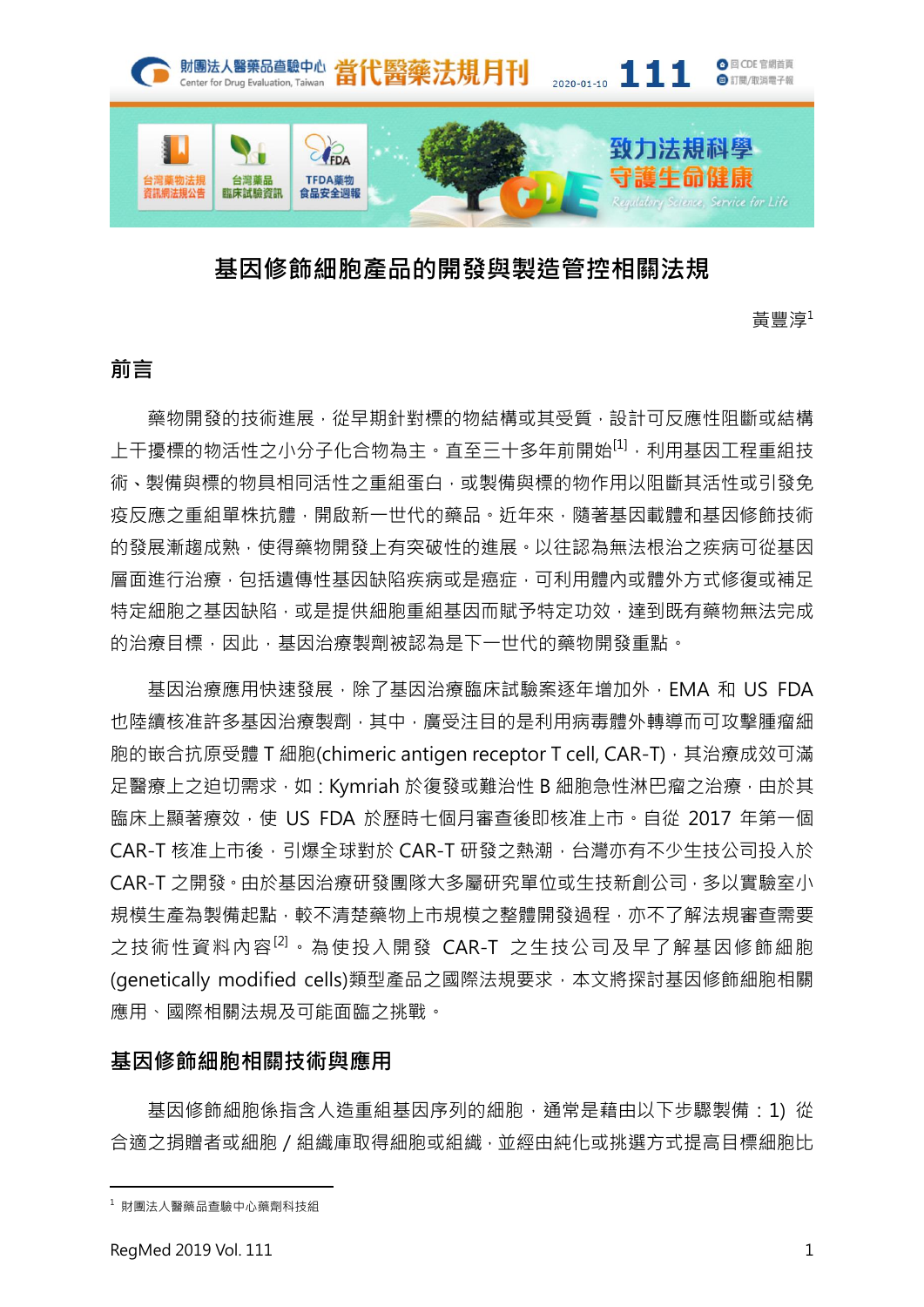# 基因修飾細胞產品的開發與製造管控相關法規

黃豐淳[1]

## 前言

藥物開發的技術進展，從早期針對標的物結構或其受質，設計可反應性阻斷或結構上干擾標的物活性之小分子化合物為主。直至三十多年前開始[1]，利用基因工程重組技術、製備與標的物具相同活性之重組蛋白，或製備與標的物作用以阻斷其活性或引發免疫反應之重組單株抗體，開啟新一世代的藥品。近年來，隨著基因載體和基因修飾技術的發展漸趨成熟，使得藥物開發上有突破性的進展。以往認為無法根治之疾病可從基因層面進行治療，包括遺傳性基因缺陷疾病或是癌症，可利用體內或體外方式修復或補足特定細胞之基因缺陷，或是提供細胞重組基因而賦予特定功效，達到既有藥物無法完成的治療目標，因此，基因治療製劑被認為是下一世代的藥物開發重點。

基因治療應用快速發展，除了基因治療臨床試驗案逐年增加外，EMA 和 US FDA 也陸續核准許多基因治療製劑，其中，廣受注目的是利用病毒體外轉導而可攻擊腫瘤細胞的嵌合抗原受體 T 細胞(chimeric antigen receptor T cell, CAR-T)，其治療成效可滿足醫療上之迫切需求，如：Kymriah 於復發或難治性 B 細胞急性淋巴瘤之治療，由於其臨床上顯著療效，使 US FDA 於歷時七個月審查後即核准上市。自從 2017 年第一個 CAR-T 核准上市後，引爆全球對於 CAR-T 研發之熱潮，台灣亦有不少生技公司投入於 CAR-T 之開發。由於基因治療研發團隊大多屬研究單位或生技新創公司，多以實驗室小規模生產為製備起點，較不清楚藥物上市規模之整體開發過程，亦不了解法規審查需要之技術性資料內容[2]。為使投入開發 CAR-T 之生技公司及早了解基因修飾細胞(genetically modified cells)類型產品之國際法規要求，本文將探討基因修飾細胞相關應用、國際相關法規及可能面臨之挑戰。

## 基因修飾細胞相關技術與應用

基因修飾細胞係指含人造重組基因序列的細胞，通常是藉由以下步驟製備：1) 從合適之捐贈者或細胞／組織庫取得細胞或組織，並經由純化或挑選方式提高目標細胞比

---

[1] 財團法人醫藥品查驗中心藥劑科技組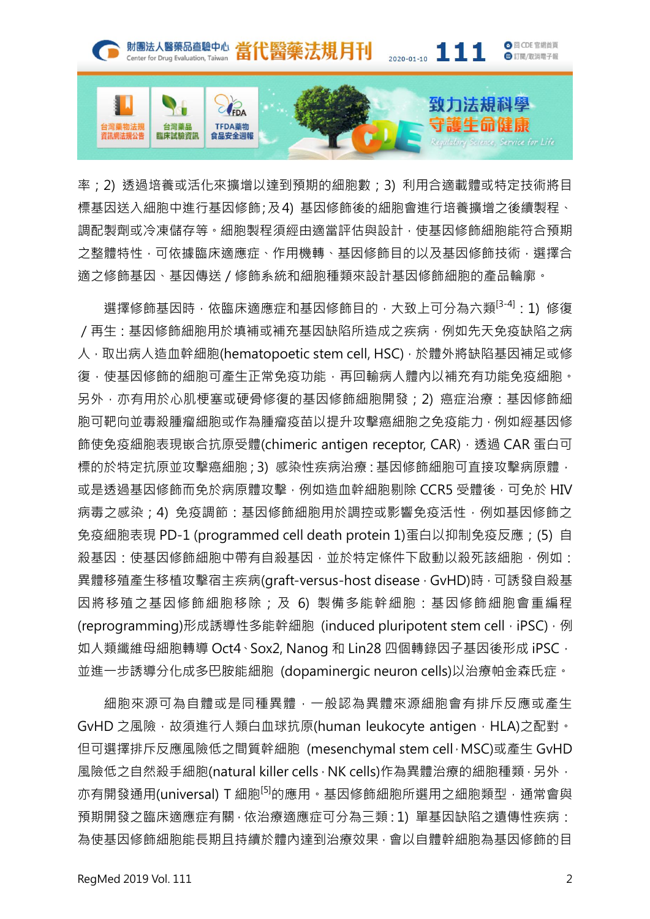率；2) 透過培養或活化來擴增以達到預期的細胞數；3) 利用合適載體或特定技術將目標基因送入細胞中進行基因修飾；及 4) 基因修飾後的細胞會進行培養擴增之後續製程、調配製劑或冷凍儲存等。細胞製程須經由適當評估與設計，使基因修飾細胞能符合預期之整體特性，可依據臨床適應症、作用機轉、基因修飾目的以及基因修飾技術，選擇合適之修飾基因、基因傳送 / 修飾系統和細胞種類來設計基因修飾細胞的產品輪廓。

選擇修飾基因時，依臨床適應症和基因修飾目的，大致上可分為六類[3-4]：1) 修復 / 再生：基因修飾細胞用於填補或補充基因缺陷所造成之疾病，例如先天免疫缺陷之病人，取出病人造血幹細胞(hematopoetic stem cell, HSC)，於體外將缺陷基因補足或修復，使基因修飾的細胞可產生正常免疫功能，再回輸病人體內以補充有功能免疫細胞。另外，亦有用於心肌梗塞或硬骨修復的基因修飾細胞開發；2) 癌症治療：基因修飾細胞可靶向並毒殺腫瘤細胞或作為腫瘤疫苗以提升攻擊癌細胞之免疫能力，例如經基因修飾使免疫細胞表現嵌合抗原受體(chimeric antigen receptor, CAR)，透過 CAR 蛋白可標的於特定抗原並攻擊癌細胞；3) 感染性疾病治療：基因修飾細胞可直接攻擊病原體，或是透過基因修飾而免於病原體攻擊，例如造血幹細胞剔除 CCR5 受體後，可免於 HIV 病毒之感染；4) 免疫調節：基因修飾細胞用於調控或影響免疫活性，例如基因修飾之免疫細胞表現 PD-1 (programmed cell death protein 1)蛋白以抑制免疫反應；(5) 自殺基因：使基因修飾細胞中帶有自殺基因，並於特定條件下啟動以殺死該細胞，例如：異體移殖產生移植攻擊宿主疾病(graft-versus-host disease，GvHD)時，可誘發自殺基因將移殖之基因修飾細胞移除；及 6) 製備多能幹細胞：基因修飾細胞會重編程(reprogramming)形成誘導性多能幹細胞 (induced pluripotent stem cell，iPSC)，例如人類纖維母細胞轉導 Oct4、Sox2, Nanog 和 Lin28 四個轉錄因子基因後形成 iPSC，並進一步誘導分化成多巴胺能細胞 (dopaminergic neuron cells)以治療帕金森氏症。

細胞來源可為自體或是同種異體，一般認為異體來源細胞會有排斥反應或產生 GvHD 之風險，故須進行人類白血球抗原(human leukocyte antigen，HLA)之配對。但可選擇排斥反應風險低之間質幹細胞 (mesenchymal stem cell，MSC)或產生 GvHD 風險低之自然殺手細胞(natural killer cells，NK cells)作為異體治療的細胞種類，另外，亦有開發通用(universal) T 細胞[5]的應用。基因修飾細胞所選用之細胞類型，通常會與預期開發之臨床適應症有關，依治療適應症可分為三類：1) 單基因缺陷之遺傳性疾病：為使基因修飾細胞能長期且持續於體內達到治療效果，會以自體幹細胞為基因修飾的目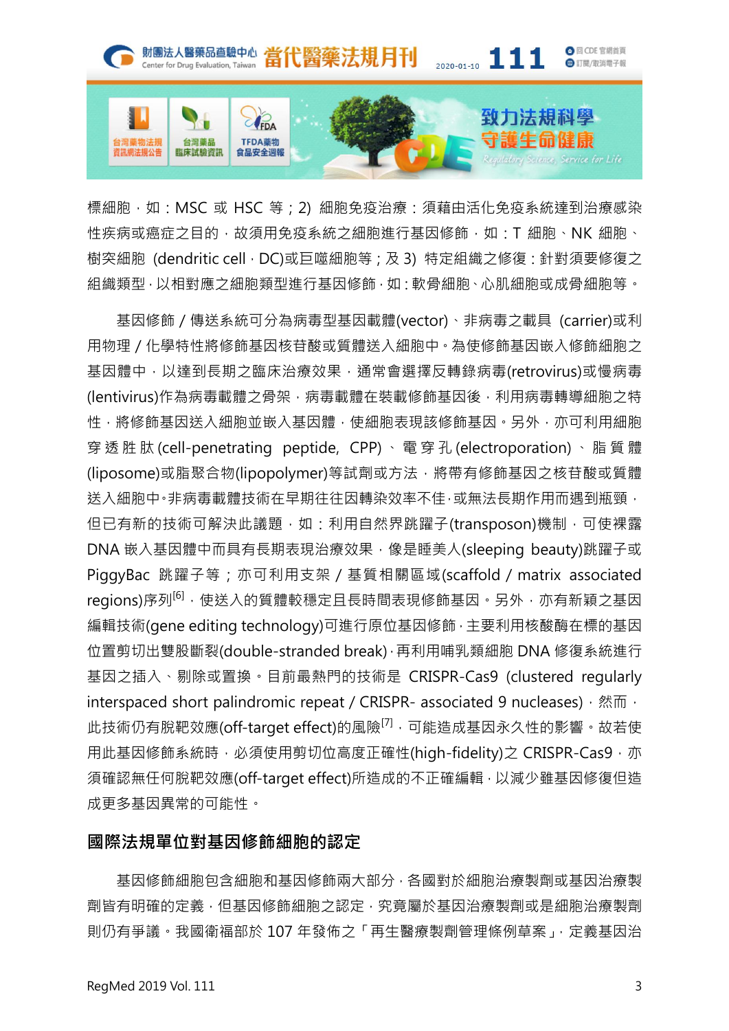標細胞，如：MSC 或 HSC 等；2) 細胞免疫治療：須藉由活化免疫系統達到治療感染性疾病或癌症之目的，故須用免疫系統之細胞進行基因修飾，如：T 細胞、NK 細胞、樹突細胞 (dendritic cell，DC)或巨噬細胞等；及 3) 特定組織之修復：針對須要修復之組織類型，以相對應之細胞類型進行基因修飾，如：軟骨細胞、心肌細胞或成骨細胞等。

基因修飾／傳送系統可分為病毒型基因載體(vector)、非病毒之載具 (carrier)或利用物理／化學特性將修飾基因核苷酸或質體送入細胞中。為使修飾基因嵌入修飾細胞之基因體中，以達到長期之臨床治療效果，通常會選擇反轉錄病毒(retrovirus)或慢病毒(lentivirus)作為病毒載體之骨架，病毒載體在裝載修飾基因後，利用病毒轉導細胞之特性，將修飾基因送入細胞並嵌入基因體，使細胞表現該修飾基因。另外，亦可利用細胞穿透胜肽(cell-penetrating peptide, CPP)、電穿孔(electroporation)、脂質體(liposome)或脂聚合物(lipopolymer)等試劑或方法，將帶有修飾基因之核苷酸或質體送入細胞中。非病毒載體技術在早期往往因轉染效率不佳，或無法長期作用而遇到瓶頸，但已有新的技術可解決此議題，如：利用自然界跳躍子(transposon)機制，可使裸露 DNA 嵌入基因體中而具有長期表現治療效果，像是睡美人(sleeping beauty)跳躍子或 PiggyBac 跳躍子等；亦可利用支架／基質相關區域(scaffold / matrix associated regions)序列[6]，使送入的質體較穩定且長時間表現修飾基因。另外，亦有新穎之基因編輯技術(gene editing technology)可進行原位基因修飾，主要利用核酸酶在標的基因位置剪切出雙股斷裂(double-stranded break)，再利用哺乳類細胞 DNA 修復系統進行基因之插入、剔除或置換。目前最熱門的技術是 CRISPR-Cas9 (clustered regularly interspaced short palindromic repeat / CRISPR- associated 9 nucleases)，然而，此技術仍有脫靶效應(off-target effect)的風險[7]，可能造成基因永久性的影響。故若使用此基因修飾系統時，必須使用剪切位高度正確性(high-fidelity)之 CRISPR-Cas9，亦須確認無任何脫靶效應(off-target effect)所造成的不正確編輯，以減少雖基因修復但造成更多基因異常的可能性。

## 國際法規單位對基因修飾細胞的認定

基因修飾細胞包含細胞和基因修飾兩大部分，各國對於細胞治療製劑或基因治療製劑皆有明確的定義，但基因修飾細胞之認定，究竟屬於基因治療製劑或是細胞治療製劑則仍有爭議。我國衛福部於 107 年發佈之「再生醫療製劑管理條例草案」，定義基因治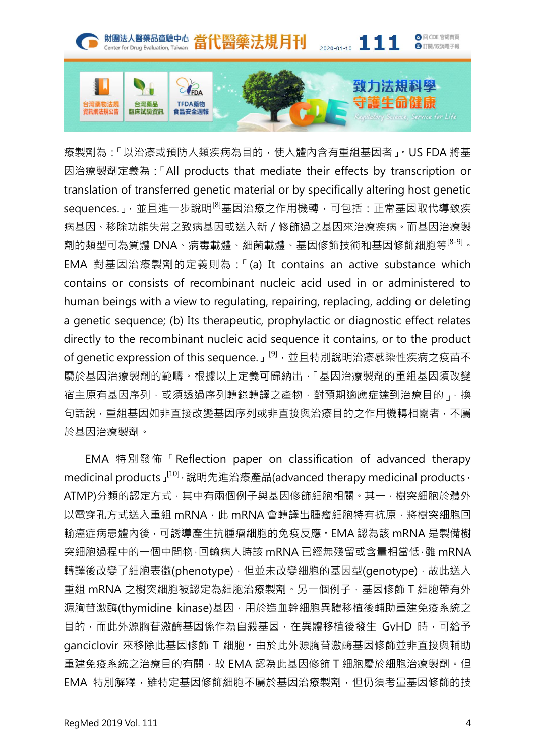療製劑為：「以治療或預防人類疾病為目的，使人體內含有重組基因者」。US FDA 將基因治療製劑定義為：「All products that mediate their effects by transcription or translation of transferred genetic material or by specifically altering host genetic sequences.」，並且進一步說明[8]基因治療之作用機轉，可包括：正常基因取代導致疾病基因、移除功能失常之致病基因或送入新 / 修飾過之基因來治療疾病。而基因治療製劑的類型可為質體 DNA、病毒載體、細菌載體、基因修飾技術和基因修飾細胞等[8-9]。EMA 對基因治療製劑的定義則為：「(a) It contains an active substance which contains or consists of recombinant nucleic acid used in or administered to human beings with a view to regulating, repairing, replacing, adding or deleting a genetic sequence; (b) Its therapeutic, prophylactic or diagnostic effect relates directly to the recombinant nucleic acid sequence it contains, or to the product of genetic expression of this sequence.」[9]，並且特別說明治療感染性疾病之疫苗不屬於基因治療製劑的範疇。根據以上定義可歸納出，「基因治療製劑的重組基因須改變宿主原有基因序列，或須透過序列轉錄轉譯之產物，對預期適應症達到治療目的」，換句話說，重組基因如非直接改變基因序列或非直接與治療目的之作用機轉相關者，不屬於基因治療製劑。

EMA 特別發佈「Reflection paper on classification of advanced therapy medicinal products」[10]，說明先進治療產品(advanced therapy medicinal products，ATMP)分類的認定方式，其中有兩個例子與基因修飾細胞相關。其一，樹突細胞於體外以電穿孔方式送入重組 mRNA，此 mRNA 會轉譯出腫瘤細胞特有抗原，將樹突細胞回輸癌症病患體內後，可誘導產生抗腫瘤細胞的免疫反應。EMA 認為該 mRNA 是製備樹突細胞過程中的一個中間物，回輸病人時該 mRNA 已經無殘留或含量相當低，雖 mRNA 轉譯後改變了細胞表徵(phenotype)，但並未改變細胞的基因型(genotype)，故此送入重組 mRNA 之樹突細胞被認定為細胞治療製劑。另一個例子，基因修飾 T 細胞帶有外源胸苷激酶(thymidine kinase)基因，用於造血幹細胞異體移植後輔助重建免疫系統之目的，而此外源胸苷激酶基因係作為自殺基因，在異體移植後發生 GvHD 時，可給予 ganciclovir 來移除此基因修飾 T 細胞。由於此外源胸苷激酶基因修飾並非直接與輔助重建免疫系統之治療目的有關，故 EMA 認為此基因修飾 T 細胞屬於細胞治療製劑。但 EMA 特別解釋，雖特定基因修飾細胞不屬於基因治療製劑，但仍須考量基因修飾的技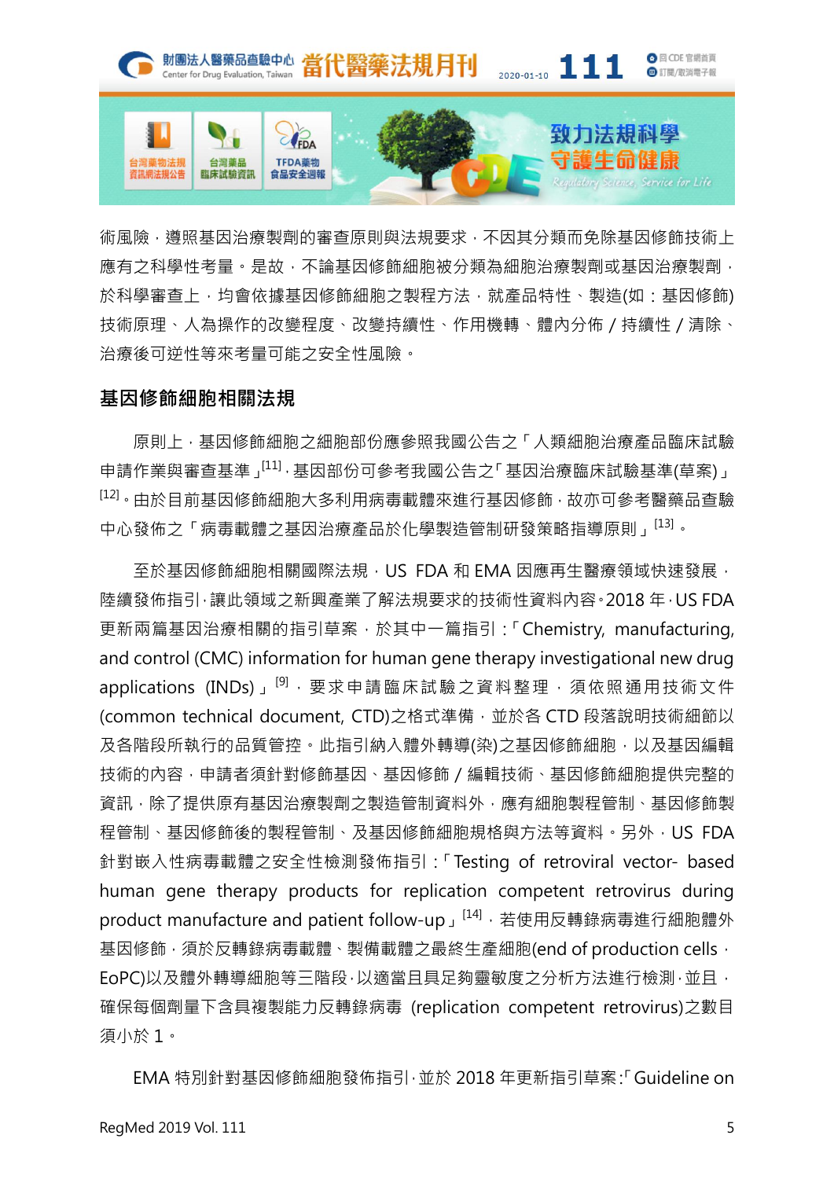術風險，遵照基因治療製劑的審查原則與法規要求，不因其分類而免除基因修飾技術上應有之科學性考量。是故，不論基因修飾細胞被分類為細胞治療製劑或基因治療製劑，於科學審查上，均會依據基因修飾細胞之製程方法，就產品特性、製造(如：基因修飾)技術原理、人為操作的改變程度、改變持續性、作用機轉、體內分佈 / 持續性 / 清除、治療後可逆性等來考量可能之安全性風險。

## 基因修飾細胞相關法規

原則上，基因修飾細胞之細胞部份應參照我國公告之「人類細胞治療產品臨床試驗申請作業與審查基準」[11]，基因部份可參考我國公告之「基因治療臨床試驗基準(草案)」[12]。由於目前基因修飾細胞大多利用病毒載體來進行基因修飾，故亦可參考醫藥品查驗中心發佈之「病毒載體之基因治療產品於化學製造管制研發策略指導原則」[13]。

至於基因修飾細胞相關國際法規，US FDA 和 EMA 因應再生醫療領域快速發展，陸續發佈指引，讓此領域之新興產業了解法規要求的技術性資料內容。2018 年，US FDA 更新兩篇基因治療相關的指引草案，於其中一篇指引：「Chemistry, manufacturing, and control (CMC) information for human gene therapy investigational new drug applications (INDs)」[9]，要求申請臨床試驗之資料整理，須依照通用技術文件(common technical document, CTD)之格式準備，並於各 CTD 段落說明技術細節以及各階段所執行的品質管控。此指引納入體外轉導(染)之基因修飾細胞，以及基因編輯技術的內容，申請者須針對修飾基因、基因修飾 / 編輯技術、基因修飾細胞提供完整的資訊，除了提供原有基因治療製劑之製造管制資料外，應有細胞製程管制、基因修飾製程管制、基因修飾後的製程管制、及基因修飾細胞規格與方法等資料。另外，US FDA 針對嵌入性病毒載體之安全性檢測發佈指引：「Testing of retroviral vector- based human gene therapy products for replication competent retrovirus during product manufacture and patient follow-up」[14]，若使用反轉錄病毒進行細胞體外基因修飾，須於反轉錄病毒載體、製備載體之最終生產細胞(end of production cells，EoPC)以及體外轉導細胞等三階段，以適當且具足夠靈敏度之分析方法進行檢測，並且，確保每個劑量下含具複製能力反轉錄病毒 (replication competent retrovirus)之數目須小於 1。

EMA 特別針對基因修飾細胞發佈指引，並於 2018 年更新指引草案:「Guideline on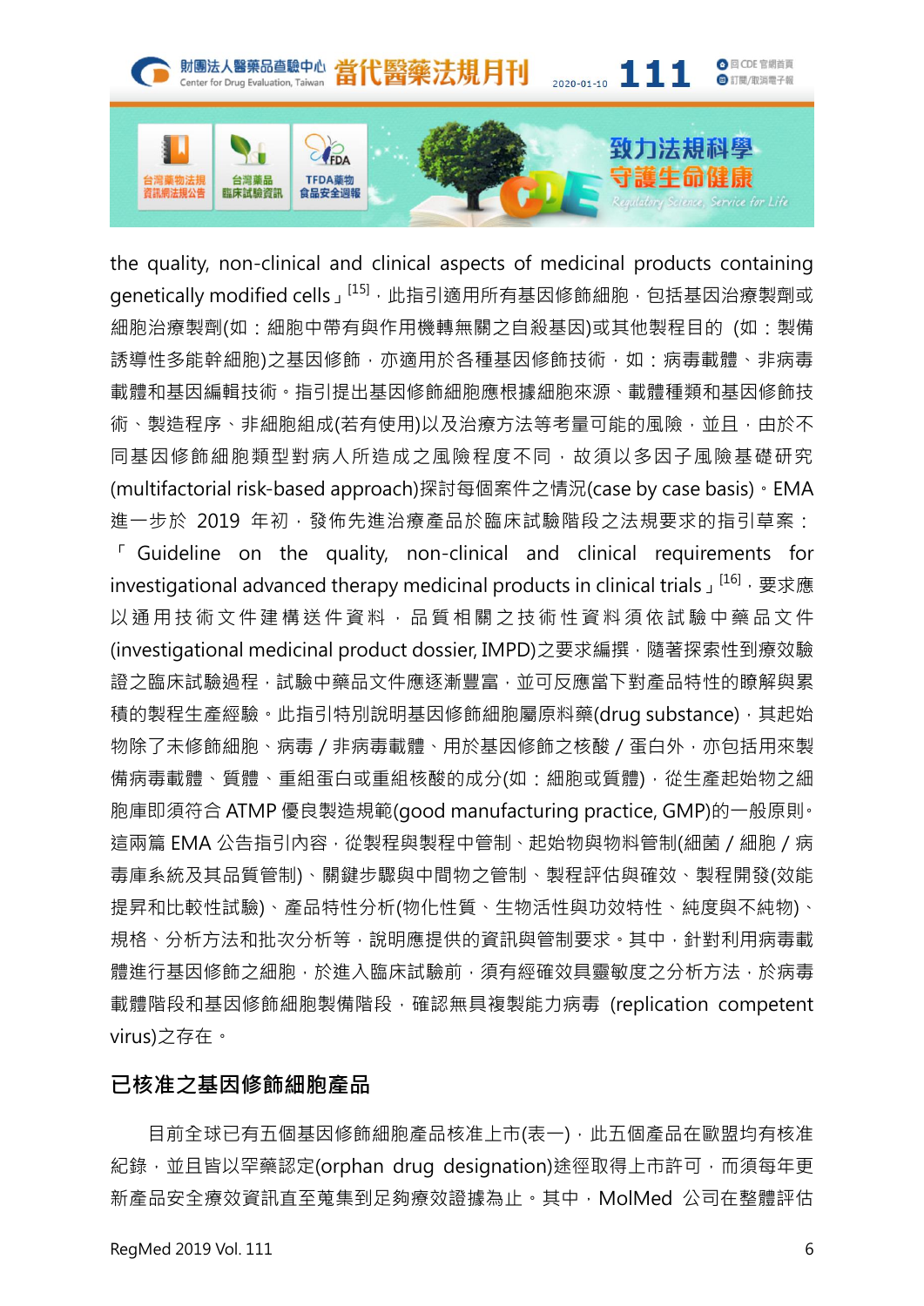the quality, non-clinical and clinical aspects of medicinal products containing genetically modified cells」[15]，此指引適用所有基因修飾細胞，包括基因治療製劑或細胞治療製劑(如：細胞中帶有與作用機轉無關之自殺基因)或其他製程目的 (如：製備誘導性多能幹細胞)之基因修飾，亦適用於各種基因修飾技術，如：病毒載體、非病毒載體和基因編輯技術。指引提出基因修飾細胞應根據細胞來源、載體種類和基因修飾技術、製造程序、非細胞組成(若有使用)以及治療方法等考量可能的風險，並且，由於不同基因修飾細胞類型對病人所造成之風險程度不同，故須以多因子風險基礎研究(multifactorial risk-based approach)探討每個案件之情況(case by case basis)。EMA 進一步於 2019 年初，發佈先進治療產品於臨床試驗階段之法規要求的指引草案：「Guideline on the quality, non-clinical and clinical requirements for investigational advanced therapy medicinal products in clinical trials」[16]，要求應以通用技術文件建構送件資料，品質相關之技術性資料須依試驗中藥品文件(investigational medicinal product dossier, IMPD)之要求編撰，隨著探索性到療效驗證之臨床試驗過程，試驗中藥品文件應逐漸豐富，並可反應當下對產品特性的瞭解與累積的製程生產經驗。此指引特別說明基因修飾細胞屬原料藥(drug substance)，其起始物除了未修飾細胞、病毒 / 非病毒載體、用於基因修飾之核酸 / 蛋白外，亦包括用來製備病毒載體、質體、重組蛋白或重組核酸的成分(如：細胞或質體)，從生產起始物之細胞庫即須符合 ATMP 優良製造規範(good manufacturing practice, GMP)的一般原則。這兩篇 EMA 公告指引內容，從製程與製程中管制、起始物與物料管制(細菌 / 細胞 / 病毒庫系統及其品質管制)、關鍵步驟與中間物之管制、製程評估與確效、製程開發(效能提昇和比較性試驗)、產品特性分析(物化性質、生物活性與功效特性、純度與不純物)、規格、分析方法和批次分析等，說明應提供的資訊與管制要求。其中，針對利用病毒載體進行基因修飾之細胞，於進入臨床試驗前，須有經確效具靈敏度之分析方法，於病毒載體階段和基因修飾細胞製備階段，確認無具複製能力病毒 (replication competent virus)之存在。

## 已核准之基因修飾細胞產品

目前全球已有五個基因修飾細胞產品核准上市(表一)，此五個產品在歐盟均有核准紀錄，並且皆以罕藥認定(orphan drug designation)途徑取得上市許可，而須每年更新產品安全療效資訊直至蒐集到足夠療效證據為止。其中，MolMed 公司在整體評估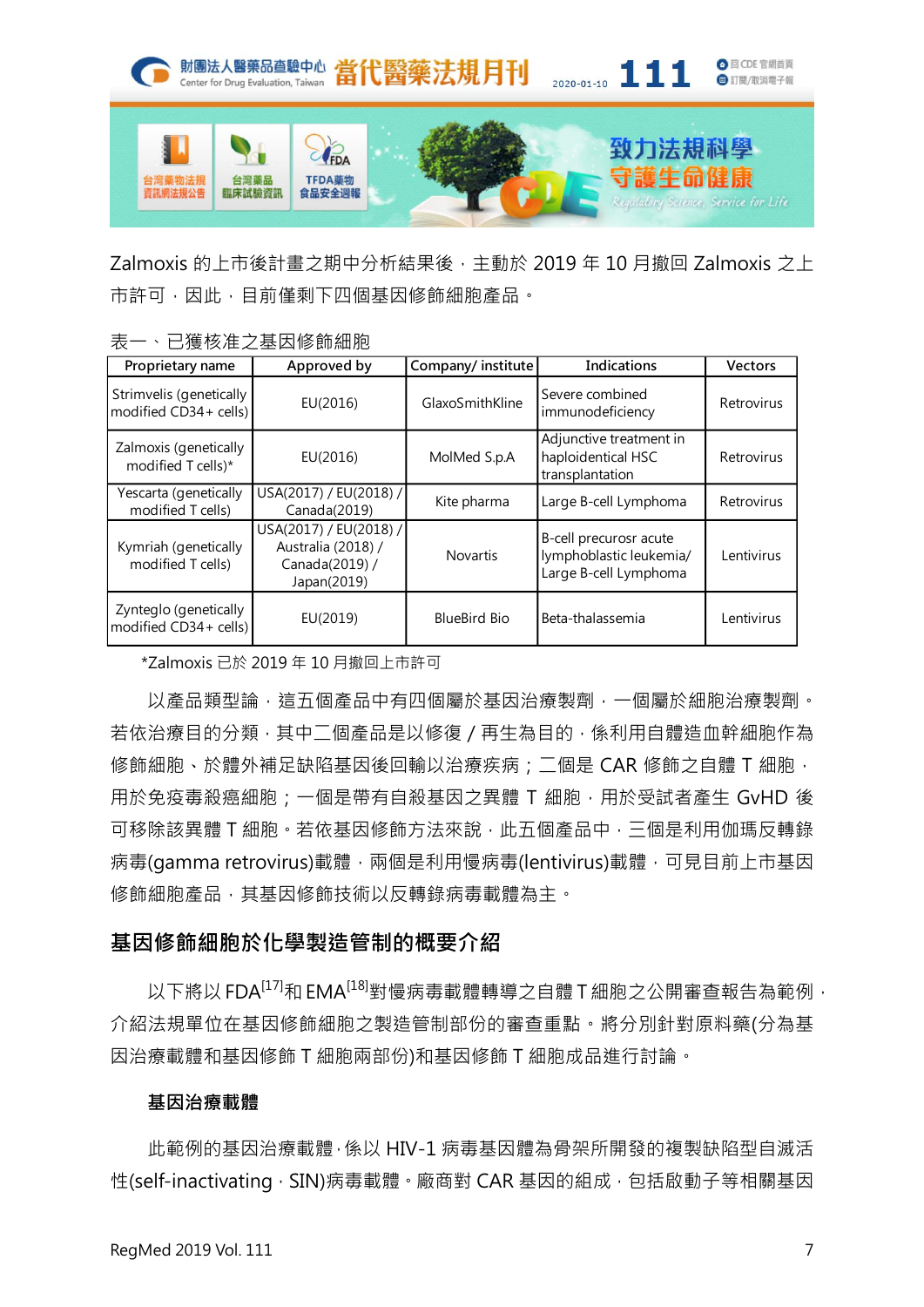Zalmoxis 的上市後計畫之期中分析結果後，主動於 2019 年 10 月撤回 Zalmoxis 之上市許可，因此，目前僅剩下四個基因修飾細胞產品。

表一、已獲核准之基因修飾細胞

| Proprietary name | Approved by | Company/ institute | Indications | Vectors |
|---|---|---|---|---|
| Strimvelis (genetically modified CD34+ cells) | EU(2016) | GlaxoSmithKline | Severe combined immunodeficiency | Retrovirus |
| Zalmoxis (genetically modified T cells)* | EU(2016) | MolMed S.p.A | Adjunctive treatment in haploidentical HSC transplantation | Retrovirus |
| Yescarta (genetically modified T cells) | USA(2017) / EU(2018) / Canada(2019) | Kite pharma | Large B-cell Lymphoma | Retrovirus |
| Kymriah (genetically modified T cells) | USA(2017) / EU(2018) / Australia (2018) / Canada(2019) / Japan(2019) | Novartis | B-cell precurosr acute lymphoblastic leukemia/ Large B-cell Lymphoma | Lentivirus |
| Zynteglo (genetically modified CD34+ cells) | EU(2019) | BlueBird Bio | Beta-thalassemia | Lentivirus |

*Zalmoxis 已於 2019 年 10 月撤回上市許可

以產品類型論，這五個產品中有四個屬於基因治療製劑，一個屬於細胞治療製劑。若依治療目的分類，其中二個產品是以修復 / 再生為目的，係利用自體造血幹細胞作為修飾細胞、於體外補足缺陷基因後回輸以治療疾病；二個是 CAR 修飾之自體 T 細胞，用於免疫毒殺癌細胞；一個是帶有自殺基因之異體 T 細胞，用於受試者產生 GvHD 後可移除該異體 T 細胞。若依基因修飾方法來說，此五個產品中，三個是利用伽瑪反轉錄病毒(gamma retrovirus)載體，兩個是利用慢病毒(lentivirus)載體，可見目前上市基因修飾細胞產品，其基因修飾技術以反轉錄病毒載體為主。

## 基因修飾細胞於化學製造管制的概要介紹

以下將以 FDA[17]和 EMA[18]對慢病毒載體轉導之自體 T 細胞之公開審查報告為範例，介紹法規單位在基因修飾細胞之製造管制部份的審查重點。將分別針對原料藥(分為基因治療載體和基因修飾 T 細胞兩部份)和基因修飾 T 細胞成品進行討論。

### 基因治療載體

此範例的基因治療載體，係以 HIV-1 病毒基因體為骨架所開發的複製缺陷型自滅活性(self-inactivating，SIN)病毒載體。廠商對 CAR 基因的組成，包括啟動子等相關基因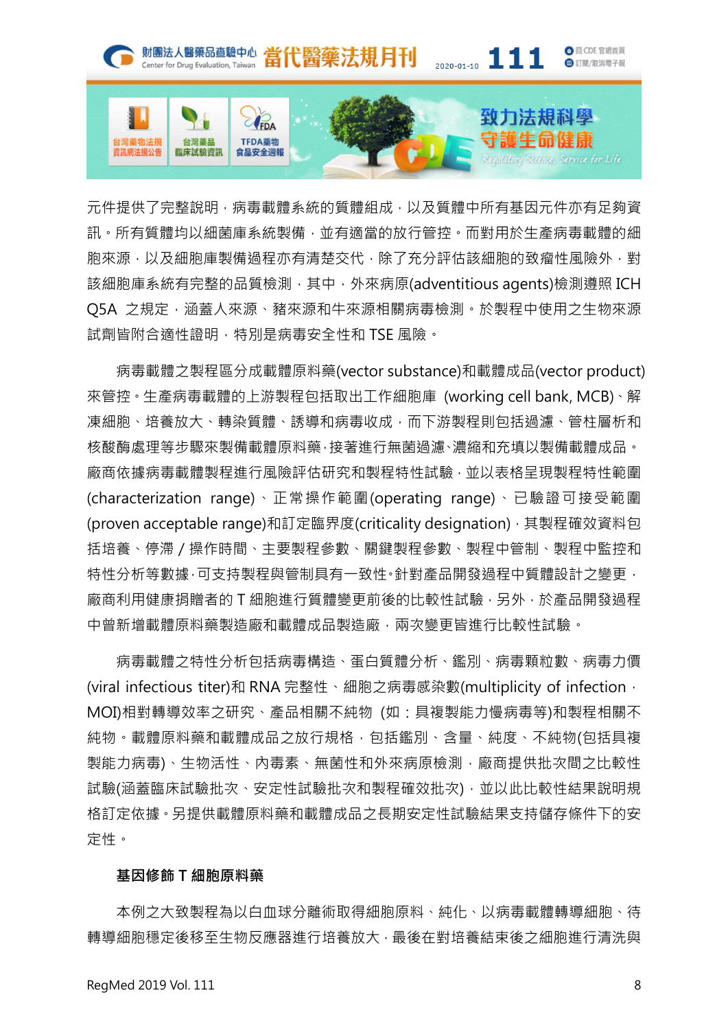元件提供了完整說明，病毒載體系統的質體組成，以及質體中所有基因元件亦有足夠資訊。所有質體均以細菌庫系統製備，並有適當的放行管控。而對用於生產病毒載體的細胞來源，以及細胞庫製備過程亦有清楚交代，除了充分評估該細胞的致瘤性風險外，對該細胞庫系統有完整的品質檢測，其中，外來病原(adventitious agents)檢測遵照 ICH Q5A 之規定，涵蓋人來源、豬來源和牛來源相關病毒檢測。於製程中使用之生物來源試劑皆附合適性證明，特別是病毒安全性和 TSE 風險。

病毒載體之製程區分成載體原料藥(vector substance)和載體成品(vector product)來管控。生產病毒載體的上游製程包括取出工作細胞庫 (working cell bank, MCB)、解凍細胞、培養放大、轉染質體、誘導和病毒收成，而下游製程則包括過濾、管柱層析和核酸酶處理等步驟來製備載體原料藥，接著進行無菌過濾、濃縮和充填以製備載體成品。廠商依據病毒載體製程進行風險評估研究和製程特性試驗，並以表格呈現製程特性範圍(characterization range)、正常操作範圍(operating range)、已驗證可接受範圍(proven acceptable range)和訂定臨界度(criticality designation)，其製程確效資料包括培養、停滯 / 操作時間、主要製程參數、關鍵製程參數、製程中管制、製程中監控和特性分析等數據，可支持製程與管制具有一致性。針對產品開發過程中質體設計之變更，廠商利用健康捐贈者的 T 細胞進行質體變更前後的比較性試驗，另外，於產品開發過程中曾新增載體原料藥製造廠和載體成品製造廠，兩次變更皆進行比較性試驗。

病毒載體之特性分析包括病毒構造、蛋白質體分析、鑑別、病毒顆粒數、病毒力價(viral infectious titer)和 RNA 完整性、細胞之病毒感染數(multiplicity of infection，MOI)相對轉導效率之研究、產品相關不純物 (如：具複製能力慢病毒等)和製程相關不純物。載體原料藥和載體成品之放行規格，包括鑑別、含量、純度、不純物(包括具複製能力病毒)、生物活性、內毒素、無菌性和外來病原檢測，廠商提供批次間之比較性試驗(涵蓋臨床試驗批次、安定性試驗批次和製程確效批次)，並以此比較性結果說明規格訂定依據。另提供載體原料藥和載體成品之長期安定性試驗結果支持儲存條件下的安定性。

**基因修飾 T 細胞原料藥**

本例之大致製程為以白血球分離術取得細胞原料、純化、以病毒載體轉導細胞、待轉導細胞穩定後移至生物反應器進行培養放大，最後在對培養結束後之細胞進行清洗與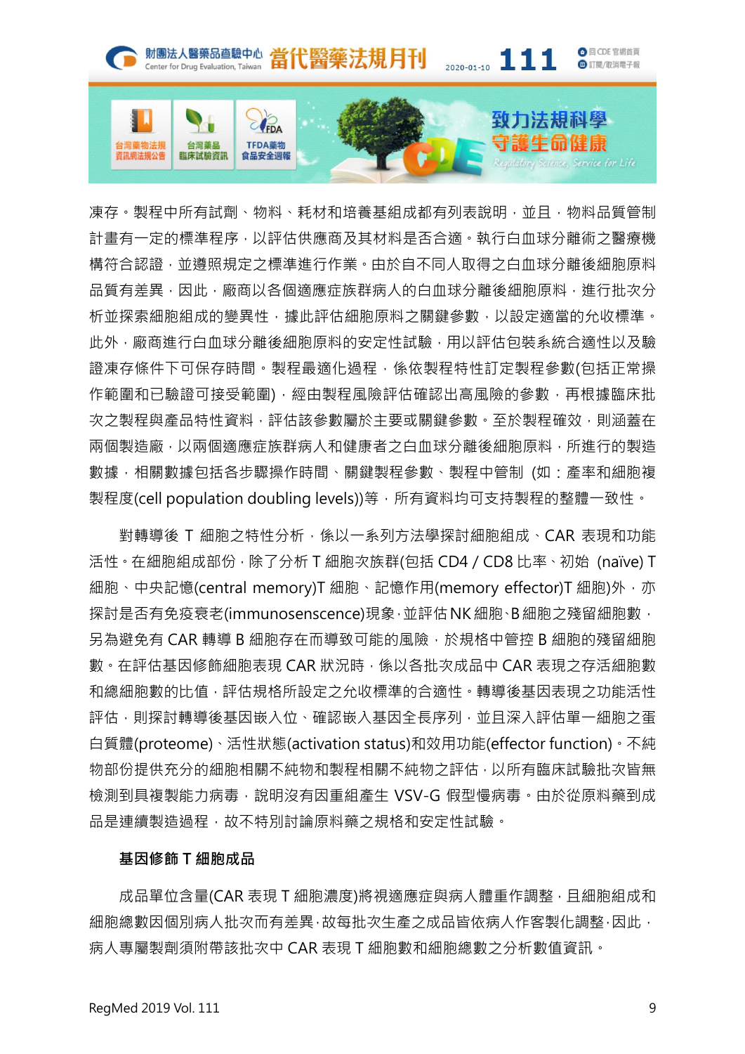凍存。製程中所有試劑、物料、耗材和培養基組成都有列表說明，並且，物料品質管制計畫有一定的標準程序，以評估供應商及其材料是否合適。執行白血球分離術之醫療機構符合認證，並遵照規定之標準進行作業。由於自不同人取得之白血球分離後細胞原料品質有差異，因此，廠商以各個適應症族群病人的白血球分離後細胞原料，進行批次分析並探索細胞組成的變異性，據此評估細胞原料之關鍵參數，以設定適當的允收標準。此外，廠商進行白血球分離後細胞原料的安定性試驗，用以評估包裝系統合適性以及驗證凍存條件下可保存時間。製程最適化過程，係依製程特性訂定製程參數(包括正常操作範圍和已驗證可接受範圍)，經由製程風險評估確認出高風險的參數，再根據臨床批次之製程與產品特性資料，評估該參數屬於主要或關鍵參數。至於製程確效，則涵蓋在兩個製造廠，以兩個適應症族群病人和健康者之白血球分離後細胞原料，所進行的製造數據，相關數據包括各步驟操作時間、關鍵製程參數、製程中管制 (如：產率和細胞複製程度(cell population doubling levels))等，所有資料均可支持製程的整體一致性。

對轉導後 T 細胞之特性分析，係以一系列方法學探討細胞組成、CAR 表現和功能活性。在細胞組成部份，除了分析 T 細胞次族群(包括 CD4 / CD8 比率、初始 (naïve) T 細胞、中央記憶(central memory)T 細胞、記憶作用(memory effector)T 細胞)外，亦探討是否有免疫衰老(immunosenscence)現象，並評估 NK 細胞、B 細胞之殘留細胞數，另為避免有 CAR 轉導 B 細胞存在而導致可能的風險，於規格中管控 B 細胞的殘留細胞數。在評估基因修飾細胞表現 CAR 狀況時，係以各批次成品中 CAR 表現之存活細胞數和總細胞數的比值，評估規格所設定之允收標準的合適性。轉導後基因表現之功能活性評估，則探討轉導後基因嵌入位、確認嵌入基因全長序列，並且深入評估單一細胞之蛋白質體(proteome)、活性狀態(activation status)和效用功能(effector function)。不純物部份提供充分的細胞相關不純物和製程相關不純物之評估，以所有臨床試驗批次皆無檢測到具複製能力病毒，說明沒有因重組產生 VSV-G 假型慢病毒。由於從原料藥到成品是連續製造過程，故不特別討論原料藥之規格和安定性試驗。

**基因修飾 T 細胞成品**

成品單位含量(CAR 表現 T 細胞濃度)將視適應症與病人體重作調整，且細胞組成和細胞總數因個別病人批次而有差異，故每批次生產之成品皆依病人作客製化調整，因此，病人專屬製劑須附帶該批次中 CAR 表現 T 細胞數和細胞總數之分析數值資訊。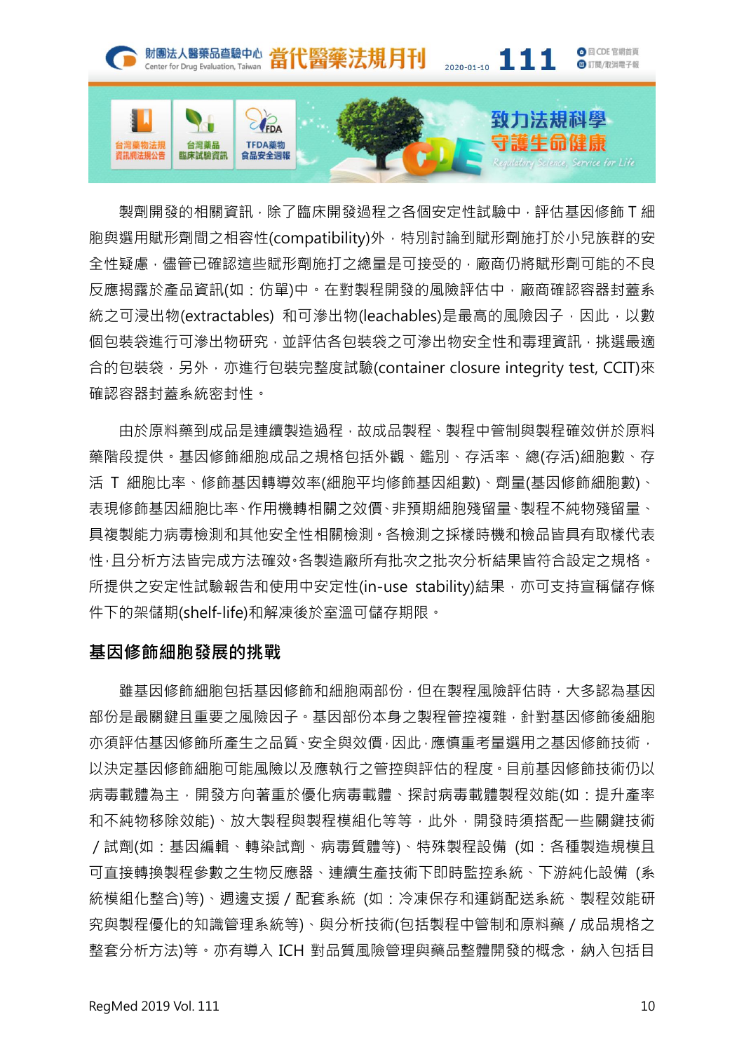製劑開發的相關資訊，除了臨床開發過程之各個安定性試驗中，評估基因修飾 T 細胞與選用賦形劑間之相容性(compatibility)外，特別討論到賦形劑施打於小兒族群的安全性疑慮，儘管已確認這些賦形劑施打之總量是可接受的，廠商仍將賦形劑可能的不良反應揭露於產品資訊(如：仿單)中。在對製程開發的風險評估中，廠商確認容器封蓋系統之可浸出物(extractables) 和可滲出物(leachables)是最高的風險因子，因此，以數個包裝袋進行可滲出物研究，並評估各包裝袋之可滲出物安全性和毒理資訊，挑選最適合的包裝袋，另外，亦進行包裝完整度試驗(container closure integrity test, CCIT)來確認容器封蓋系統密封性。

由於原料藥到成品是連續製造過程，故成品製程、製程中管制與製程確效併於原料藥階段提供。基因修飾細胞成品之規格包括外觀、鑑別、存活率、總(存活)細胞數、存活 T 細胞比率、修飾基因轉導效率(細胞平均修飾基因組數)、劑量(基因修飾細胞數)、表現修飾基因細胞比率、作用機轉相關之效價、非預期細胞殘留量、製程不純物殘留量、具複製能力病毒檢測和其他安全性相關檢測。各檢測之採樣時機和檢品皆具有取樣代表性，且分析方法皆完成方法確效。各製造廠所有批次之批次分析結果皆符合設定之規格。所提供之安定性試驗報告和使用中安定性(in-use stability)結果，亦可支持宣稱儲存條件下的架儲期(shelf-life)和解凍後於室溫可儲存期限。

## 基因修飾細胞發展的挑戰

雖基因修飾細胞包括基因修飾和細胞兩部份，但在製程風險評估時，大多認為基因部份是最關鍵且重要之風險因子。基因部份本身之製程管控複雜，針對基因修飾後細胞亦須評估基因修飾所產生之品質、安全與效價，因此，應慎重考量選用之基因修飾技術，以決定基因修飾細胞可能風險以及應執行之管控與評估的程度。目前基因修飾技術仍以病毒載體為主，開發方向著重於優化病毒載體、探討病毒載體製程效能(如：提升產率和不純物移除效能)、放大製程與製程模組化等等，此外，開發時須搭配一些關鍵技術／試劑(如：基因編輯、轉染試劑、病毒質體等)、特殊製程設備 (如：各種製造規模且可直接轉換製程參數之生物反應器、連續生產技術下即時監控系統、下游純化設備 (系統模組化整合)等)、週邊支援／配套系統 (如：冷凍保存和運銷配送系統、製程效能研究與製程優化的知識管理系統等)、與分析技術(包括製程中管制和原料藥／成品規格之整套分析方法)等。亦有導入 ICH 對品質風險管理與藥品整體開發的概念，納入包括目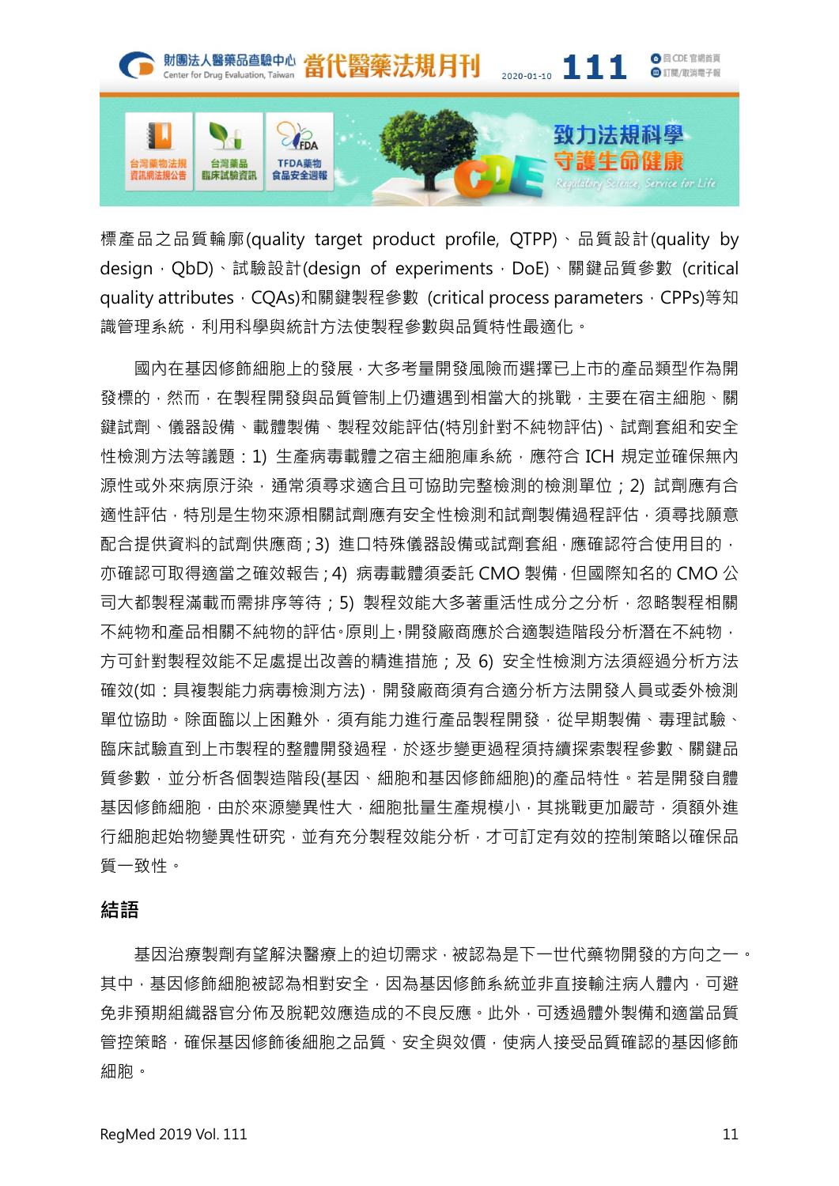標產品之品質輪廓(quality target product profile, QTPP)、品質設計(quality by design，QbD)、試驗設計(design of experiments，DoE)、關鍵品質參數 (critical quality attributes，CQAs)和關鍵製程參數 (critical process parameters，CPPs)等知識管理系統，利用科學與統計方法使製程參數與品質特性最適化。

國內在基因修飾細胞上的發展，大多考量開發風險而選擇已上市的產品類型作為開發標的，然而，在製程開發與品質管制上仍遭遇到相當大的挑戰，主要在宿主細胞、關鍵試劑、儀器設備、載體製備、製程效能評估(特別針對不純物評估)、試劑套組和安全性檢測方法等議題：1) 生產病毒載體之宿主細胞庫系統，應符合 ICH 規定並確保無內源性或外來病原汙染，通常須尋求適合且可協助完整檢測的檢測單位；2) 試劑應有合適性評估，特別是生物來源相關試劑應有安全性檢測和試劑製備過程評估，須尋找願意配合提供資料的試劑供應商；3) 進口特殊儀器設備或試劑套組，應確認符合使用目的，亦確認可取得適當之確效報告；4) 病毒載體須委託 CMO 製備，但國際知名的 CMO 公司大都製程滿載而需排序等待；5) 製程效能大多著重活性成分之分析，忽略製程相關不純物和產品相關不純物的評估。原則上，開發廠商應於合適製造階段分析潛在不純物，方可針對製程效能不足處提出改善的精進措施；及 6) 安全性檢測方法須經過分析方法確效(如：具複製能力病毒檢測方法)，開發廠商須有合適分析方法開發人員或委外檢測單位協助。除面臨以上困難外，須有能力進行產品製程開發，從早期製備、毒理試驗、臨床試驗直到上市製程的整體開發過程，於逐步變更過程須持續探索製程參數、關鍵品質參數，並分析各個製造階段(基因、細胞和基因修飾細胞)的產品特性。若是開發自體基因修飾細胞，由於來源變異性大，細胞批量生產規模小，其挑戰更加嚴苛，須額外進行細胞起始物變異性研究，並有充分製程效能分析，才可訂定有效的控制策略以確保品質一致性。

## 結語

基因治療製劑有望解決醫療上的迫切需求，被認為是下一世代藥物開發的方向之一。其中，基因修飾細胞被認為相對安全，因為基因修飾系統並非直接輸注病人體內，可避免非預期組織器官分佈及脫靶效應造成的不良反應。此外，可透過體外製備和適當品質管控策略，確保基因修飾後細胞之品質、安全與效價，使病人接受品質確認的基因修飾細胞。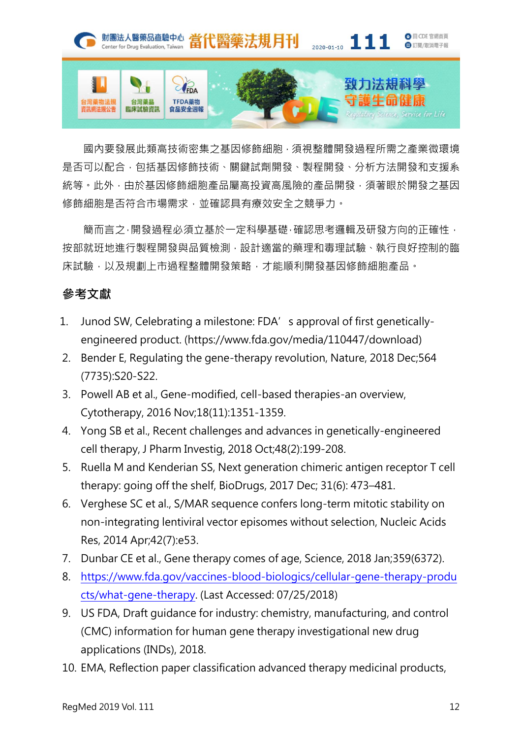國內要發展此類高技術密集之基因修飾細胞，須視整體開發過程所需之產業微環境是否可以配合，包括基因修飾技術、關鍵試劑開發、製程開發、分析方法開發和支援系統等。此外，由於基因修飾細胞產品屬高投資高風險的產品開發，須著眼於開發之基因修飾細胞是否符合市場需求，並確認具有療效安全之競爭力。

簡而言之，開發過程必須立基於一定科學基礎，確認思考邏輯及研發方向的正確性，按部就班地進行製程開發與品質檢測，設計適當的藥理和毒理試驗、執行良好控制的臨床試驗，以及規劃上市過程整體開發策略，才能順利開發基因修飾細胞產品。

## 參考文獻

1. Junod SW, Celebrating a milestone: FDA’s approval of first genetically-engineered product. (https://www.fda.gov/media/110447/download)
2. Bender E, Regulating the gene-therapy revolution, Nature, 2018 Dec;564 (7735):S20-S22.
3. Powell AB et al., Gene-modified, cell-based therapies-an overview, Cytotherapy, 2016 Nov;18(11):1351-1359.
4. Yong SB et al., Recent challenges and advances in genetically-engineered cell therapy, J Pharm Investig, 2018 Oct;48(2):199-208.
5. Ruella M and Kenderian SS, Next generation chimeric antigen receptor T cell therapy: going off the shelf, BioDrugs, 2017 Dec; 31(6): 473–481.
6. Verghese SC et al., S/MAR sequence confers long-term mitotic stability on non-integrating lentiviral vector episomes without selection, Nucleic Acids Res, 2014 Apr;42(7):e53.
7. Dunbar CE et al., Gene therapy comes of age, Science, 2018 Jan;359(6372).
8. https://www.fda.gov/vaccines-blood-biologics/cellular-gene-therapy-products/what-gene-therapy. (Last Accessed: 07/25/2018)
9. US FDA, Draft guidance for industry: chemistry, manufacturing, and control (CMC) information for human gene therapy investigational new drug applications (INDs), 2018.
10. EMA, Reflection paper classification advanced therapy medicinal products,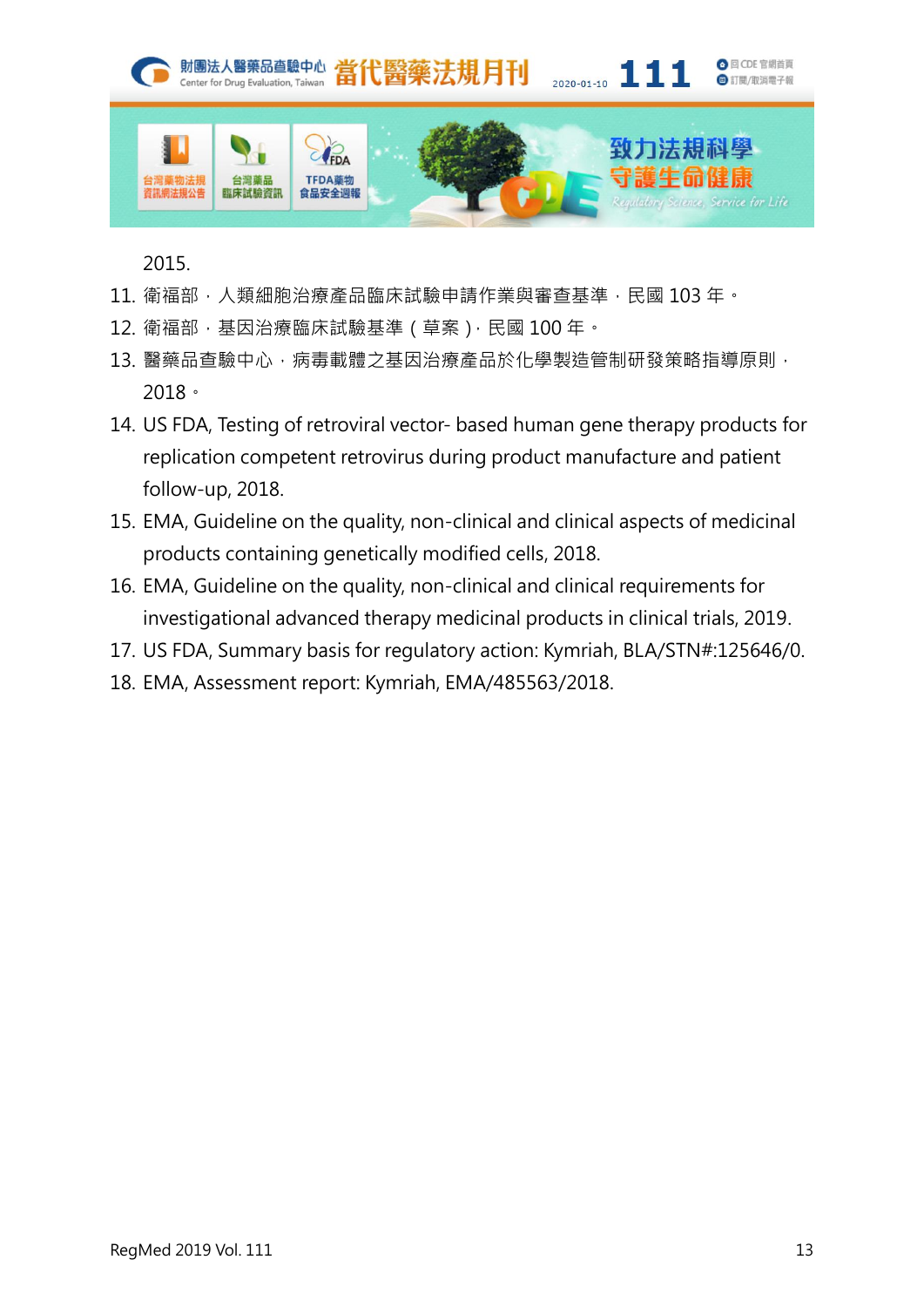2015.

11. 衛福部，人類細胞治療產品臨床試驗申請作業與審查基準，民國 103 年。
12. 衛福部，基因治療臨床試驗基準（草案），民國 100 年。
13. 醫藥品查驗中心，病毒載體之基因治療產品於化學製造管制研發策略指導原則，2018。
14. US FDA, Testing of retroviral vector- based human gene therapy products for replication competent retrovirus during product manufacture and patient follow-up, 2018.
15. EMA, Guideline on the quality, non-clinical and clinical aspects of medicinal products containing genetically modified cells, 2018.
16. EMA, Guideline on the quality, non-clinical and clinical requirements for investigational advanced therapy medicinal products in clinical trials, 2019.
17. US FDA, Summary basis for regulatory action: Kymriah, BLA/STN#:125646/0.
18. EMA, Assessment report: Kymriah, EMA/485563/2018.